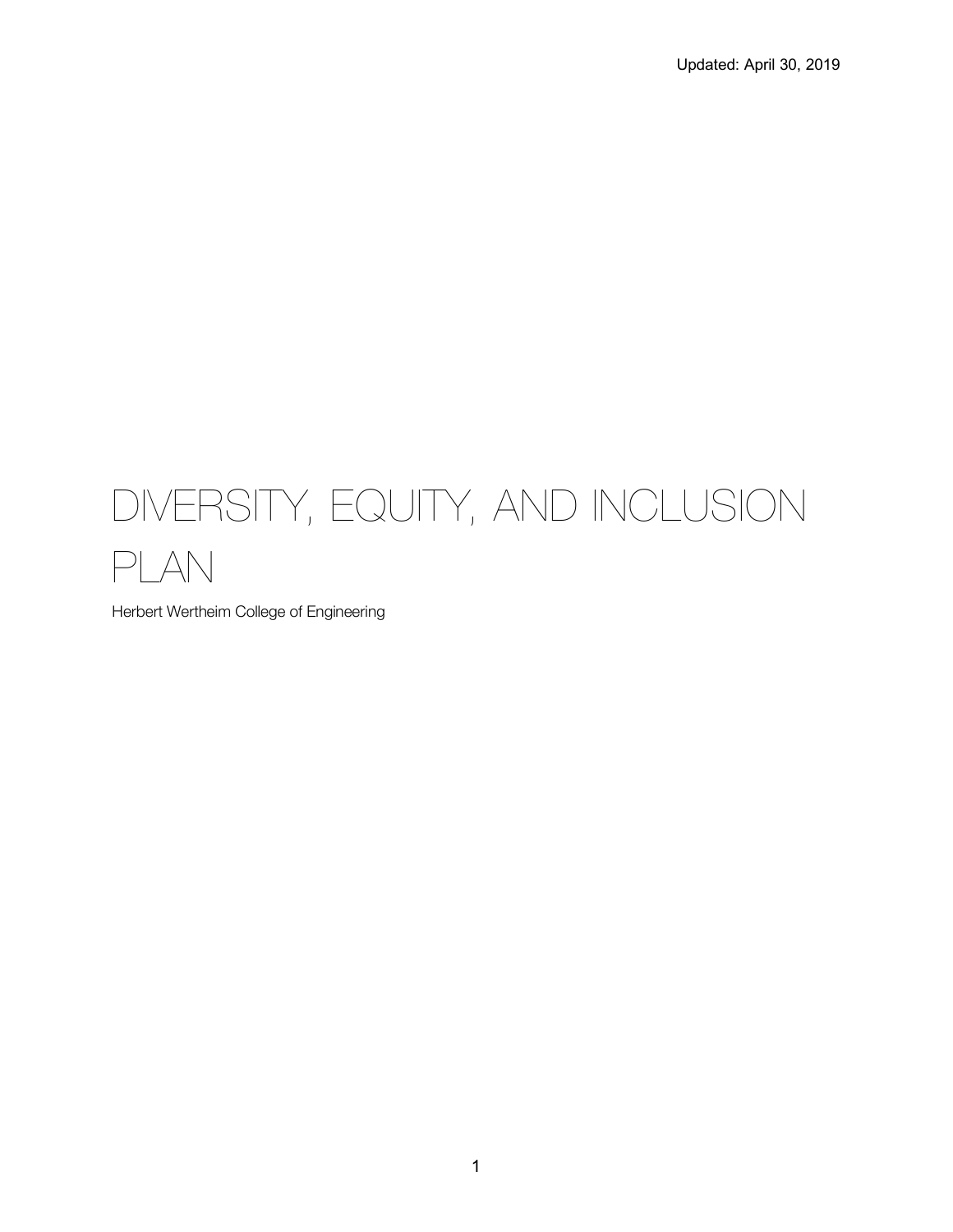Updated: April 30, 2019

# DIVERSITY, EQUITY, AND INCLUSION PLAN

Herbert Wertheim College of Engineering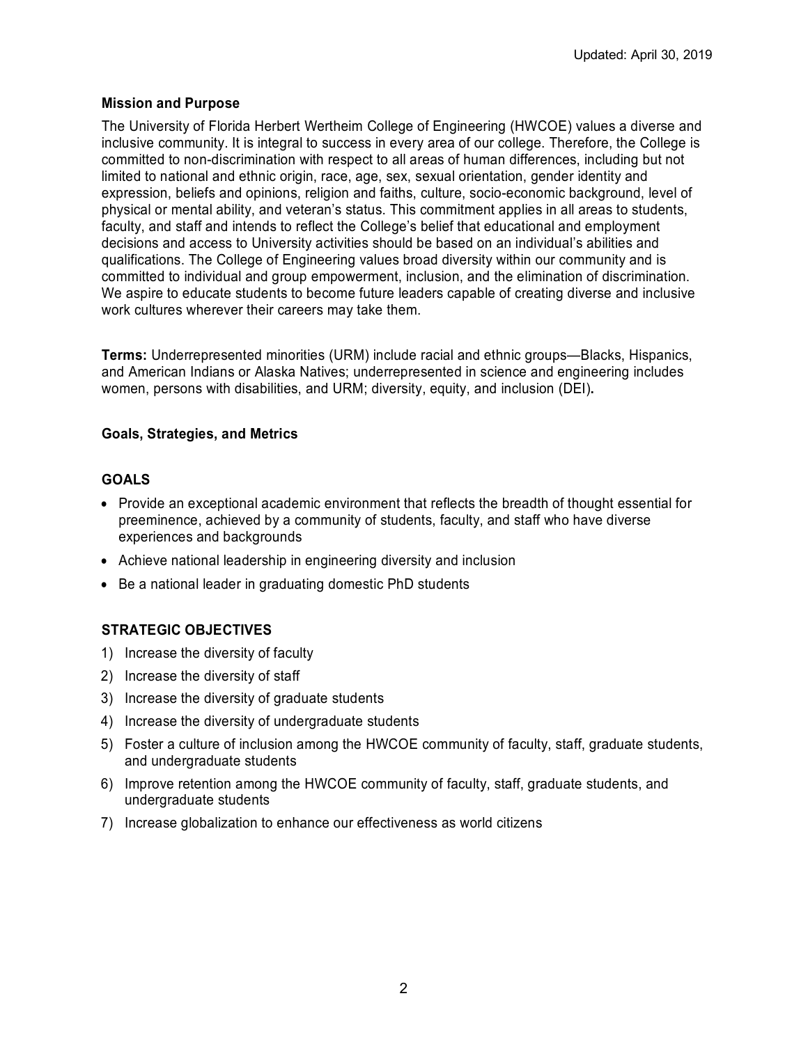Updated: April 30, 2019

**Mission and Purpose**

The University of Florida Herbert Wertheim College of Engineering (HWCOE) values a diverse and inclusive community. It is integral to success in every area of our college. Therefore, the College is committed to non-discrimination with respect to all areas of human differences, including but not limited to national and ethnic origin, race, age, sex, sexual orientation, gender identity and expression, beliefs and opinions, religion and faiths, culture, socio-economic background, level of physical or mental ability, and veteran's status. This commitment applies in all areas to students, faculty, and staff and intends to reflect the College's belief that educational and employment decisions and access to University activities should be based on an individual's abilities and qualifications. The College of Engineering values broad diversity within our community and is committed to individual and group empowerment, inclusion, and the elimination of discrimination. We aspire to educate students to become future leaders capable of creating diverse and inclusive work cultures wherever their careers may take them.

**Terms:** Underrepresented minorities (URM) include racial and ethnic groups—Blacks, Hispanics, and American Indians or Alaska Natives; underrepresented in science and engineering includes women, persons with disabilities, and URM; diversity, equity, and inclusion (DEI)**.**

**Goals, Strategies, and Metrics**

**GOALS**

- Provide an exceptional academic environment that reflects the breadth of thought essential for preeminence, achieved by a community of students, faculty, and staff who have diverse experiences and backgrounds
- Achieve national leadership in engineering diversity and inclusion
- Be a national leader in graduating domestic PhD students

**STRATEGIC OBJECTIVES**

1) Increase the diversity of faculty
2) Increase the diversity of staff
3) Increase the diversity of graduate students
4) Increase the diversity of undergraduate students
5) Foster a culture of inclusion among the HWCOE community of faculty, staff, graduate students, and undergraduate students
6) Improve retention among the HWCOE community of faculty, staff, graduate students, and undergraduate students
7) Increase globalization to enhance our effectiveness as world citizens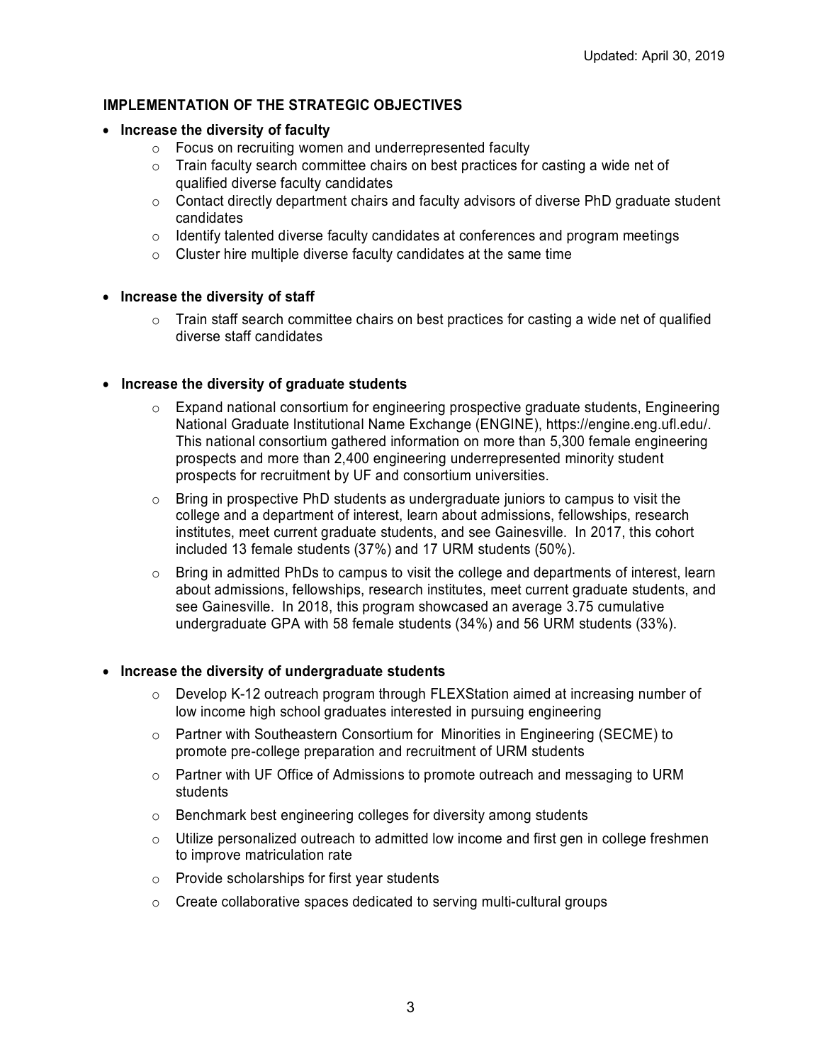## IMPLEMENTATION OF THE STRATEGIC OBJECTIVES

- **Increase the diversity of faculty**
  - Focus on recruiting women and underrepresented faculty
  - Train faculty search committee chairs on best practices for casting a wide net of qualified diverse faculty candidates
  - Contact directly department chairs and faculty advisors of diverse PhD graduate student candidates
  - Identify talented diverse faculty candidates at conferences and program meetings
  - Cluster hire multiple diverse faculty candidates at the same time

- **Increase the diversity of staff**
  - Train staff search committee chairs on best practices for casting a wide net of qualified diverse staff candidates

- **Increase the diversity of graduate students**
  - Expand national consortium for engineering prospective graduate students, Engineering National Graduate Institutional Name Exchange (ENGINE), https://engine.eng.ufl.edu/. This national consortium gathered information on more than 5,300 female engineering prospects and more than 2,400 engineering underrepresented minority student prospects for recruitment by UF and consortium universities.
  - Bring in prospective PhD students as undergraduate juniors to campus to visit the college and a department of interest, learn about admissions, fellowships, research institutes, meet current graduate students, and see Gainesville. In 2017, this cohort included 13 female students (37%) and 17 URM students (50%).
  - Bring in admitted PhDs to campus to visit the college and departments of interest, learn about admissions, fellowships, research institutes, meet current graduate students, and see Gainesville. In 2018, this program showcased an average 3.75 cumulative undergraduate GPA with 58 female students (34%) and 56 URM students (33%).

- **Increase the diversity of undergraduate students**
  - Develop K-12 outreach program through FLEXStation aimed at increasing number of low income high school graduates interested in pursuing engineering
  - Partner with Southeastern Consortium for Minorities in Engineering (SECME) to promote pre-college preparation and recruitment of URM students
  - Partner with UF Office of Admissions to promote outreach and messaging to URM students
  - Benchmark best engineering colleges for diversity among students
  - Utilize personalized outreach to admitted low income and first gen in college freshmen to improve matriculation rate
  - Provide scholarships for first year students
  - Create collaborative spaces dedicated to serving multi-cultural groups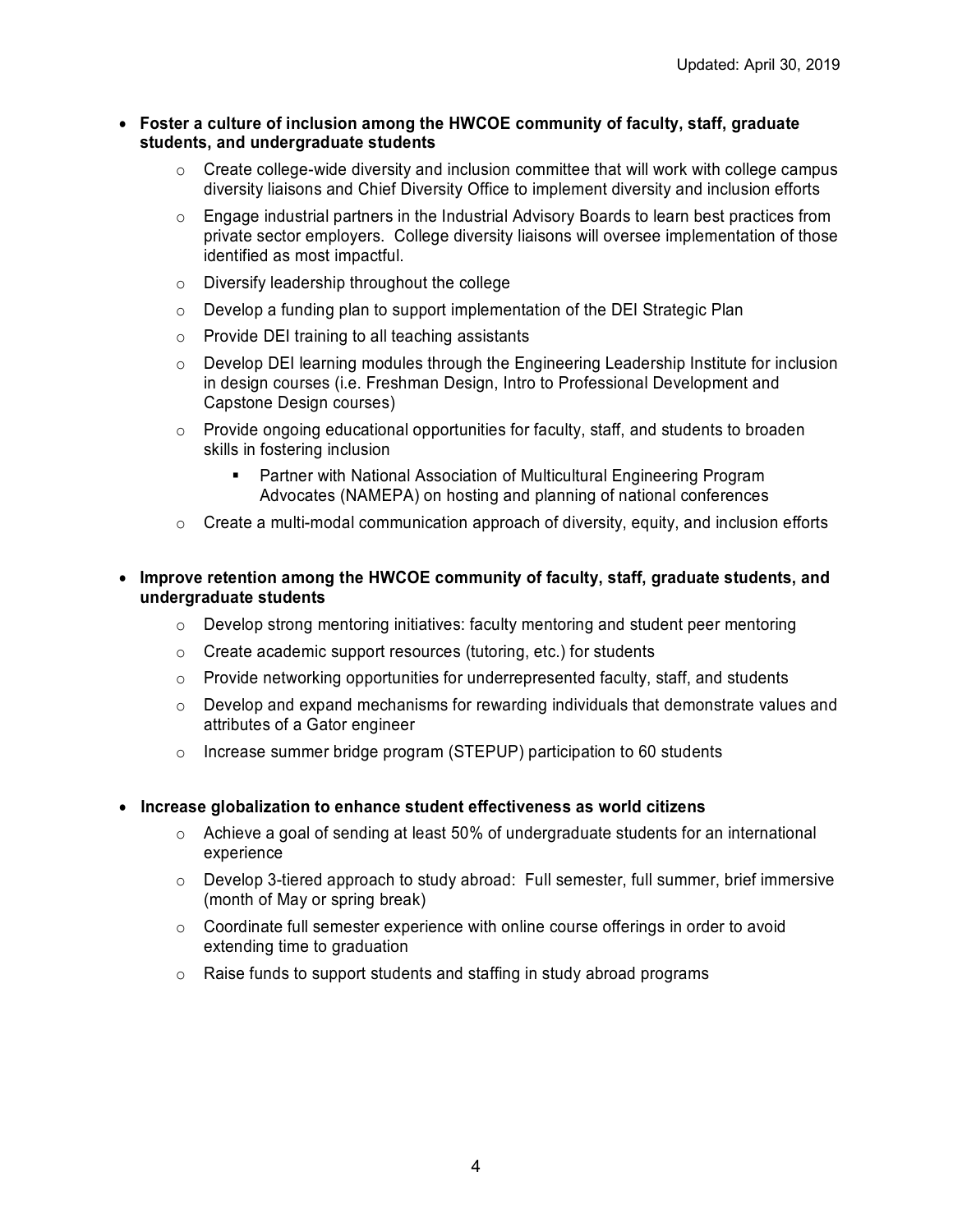- **Foster a culture of inclusion among the HWCOE community of faculty, staff, graduate students, and undergraduate students**
    - Create college-wide diversity and inclusion committee that will work with college campus diversity liaisons and Chief Diversity Office to implement diversity and inclusion efforts
    - Engage industrial partners in the Industrial Advisory Boards to learn best practices from private sector employers. College diversity liaisons will oversee implementation of those identified as most impactful.
    - Diversify leadership throughout the college
    - Develop a funding plan to support implementation of the DEI Strategic Plan
    - Provide DEI training to all teaching assistants
    - Develop DEI learning modules through the Engineering Leadership Institute for inclusion in design courses (i.e. Freshman Design, Intro to Professional Development and Capstone Design courses)
    - Provide ongoing educational opportunities for faculty, staff, and students to broaden skills in fostering inclusion
        - Partner with National Association of Multicultural Engineering Program Advocates (NAMEPA) on hosting and planning of national conferences
    - Create a multi-modal communication approach of diversity, equity, and inclusion efforts

- **Improve retention among the HWCOE community of faculty, staff, graduate students, and undergraduate students**
    - Develop strong mentoring initiatives: faculty mentoring and student peer mentoring
    - Create academic support resources (tutoring, etc.) for students
    - Provide networking opportunities for underrepresented faculty, staff, and students
    - Develop and expand mechanisms for rewarding individuals that demonstrate values and attributes of a Gator engineer
    - Increase summer bridge program (STEPUP) participation to 60 students

- **Increase globalization to enhance student effectiveness as world citizens**
    - Achieve a goal of sending at least 50% of undergraduate students for an international experience
    - Develop 3-tiered approach to study abroad: Full semester, full summer, brief immersive (month of May or spring break)
    - Coordinate full semester experience with online course offerings in order to avoid extending time to graduation
    - Raise funds to support students and staffing in study abroad programs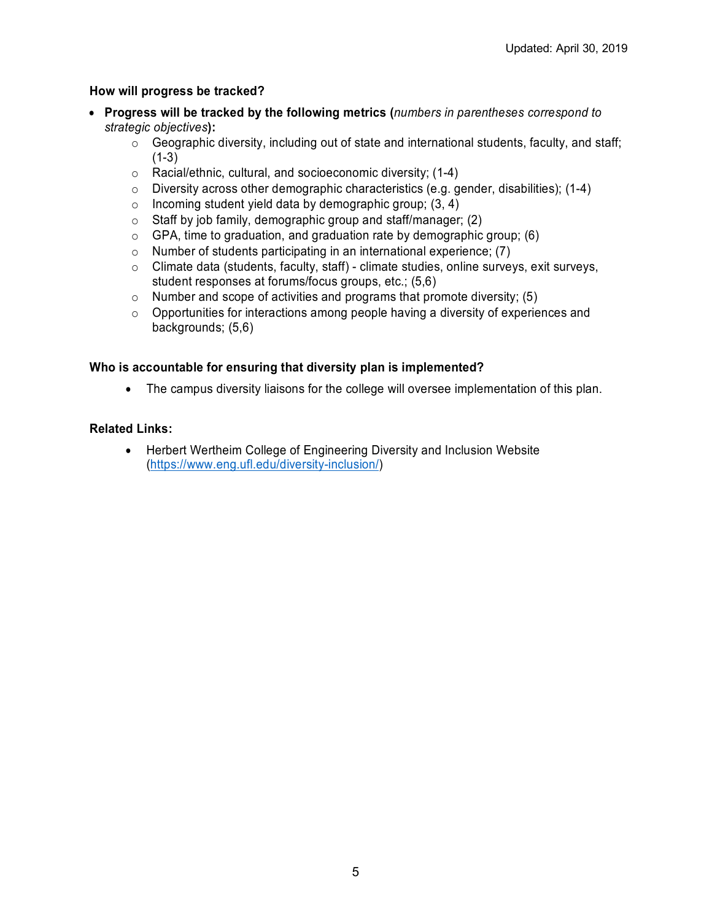Updated: April 30, 2019

**How will progress be tracked?**

- **Progress will be tracked by the following metrics (***numbers in parentheses correspond to strategic objectives***):**
  - Geographic diversity, including out of state and international students, faculty, and staff; (1-3)
  - Racial/ethnic, cultural, and socioeconomic diversity; (1-4)
  - Diversity across other demographic characteristics (e.g. gender, disabilities); (1-4)
  - Incoming student yield data by demographic group; (3, 4)
  - Staff by job family, demographic group and staff/manager; (2)
  - GPA, time to graduation, and graduation rate by demographic group; (6)
  - Number of students participating in an international experience; (7)
  - Climate data (students, faculty, staff) - climate studies, online surveys, exit surveys, student responses at forums/focus groups, etc.; (5,6)
  - Number and scope of activities and programs that promote diversity; (5)
  - Opportunities for interactions among people having a diversity of experiences and backgrounds; (5,6)

**Who is accountable for ensuring that diversity plan is implemented?**

- The campus diversity liaisons for the college will oversee implementation of this plan.

**Related Links:**

- Herbert Wertheim College of Engineering Diversity and Inclusion Website (https://www.eng.ufl.edu/diversity-inclusion/)